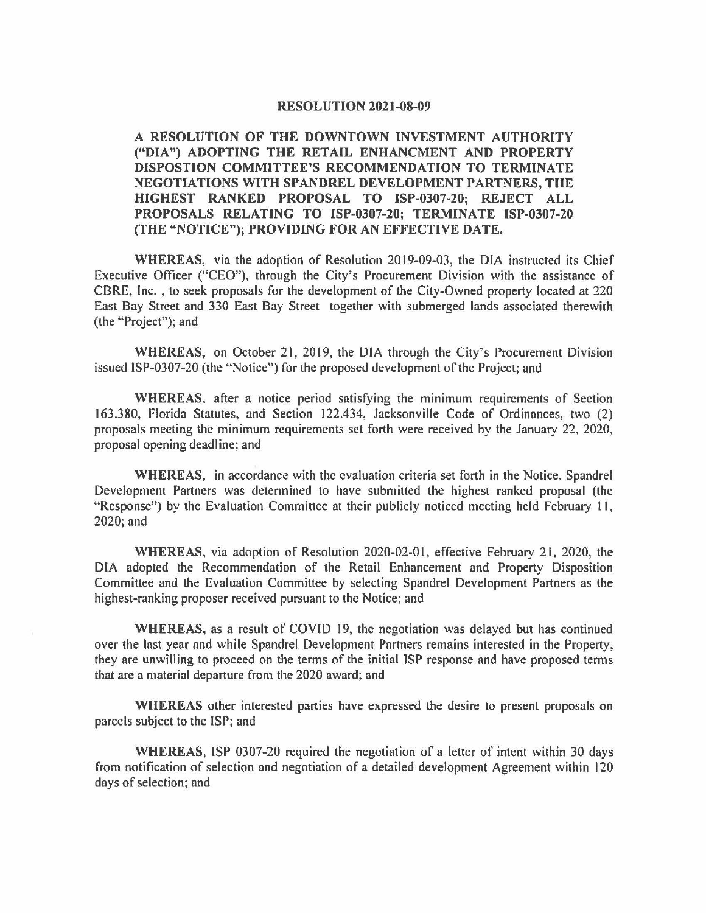# RESOLUTION 2021-08-09

**A RESOLUTION OF THE DOWNTOWN INVESTMENT AUTHORITY ("DIA") ADOPTING THE RETAIL ENHANCMENT AND PROPERTY DISPOSTION COMMITTEE'S RECOMMENDATION TO TERMINATE NEGOTIATIONS WITH SPANDREL DEVELOPMENT PARTNERS, THE HIGHEST RANKED PROPOSAL TO ISP-0307-20; REJECT ALL PROPOSALS RELATING TO ISP-0307-20; TERMINATE ISP-0307-20 (THE "NOTICE"); PROVIDING FOR AN EFFECTIVE DATE.**

**WHEREAS**, via the adoption of Resolution 2019-09-03, the DIA instructed its Chief Executive Officer ("CEO"), through the City's Procurement Division with the assistance of CBRE, Inc. , to seek proposals for the development of the City-Owned property located at 220 East Bay Street and 330 East Bay Street together with submerged lands associated therewith (the "Project"); and

**WHEREAS**, on October 21, 2019, the DIA through the City's Procurement Division issued ISP-0307-20 (the "Notice") for the proposed development of the Project; and

**WHEREAS**, after a notice period satisfying the minimum requirements of Section 163.380, Florida Statutes, and Section 122.434, Jacksonville Code of Ordinances, two (2) proposals meeting the minimum requirements set forth were received by the January 22, 2020, proposal opening deadline; and

**WHEREAS**, in accordance with the evaluation criteria set forth in the Notice, Spandrel Development Partners was determined to have submitted the highest ranked proposal (the "Response") by the Evaluation Committee at their publicly noticed meeting held February 11, 2020; and

**WHEREAS**, via adoption of Resolution 2020-02-01, effective February 21, 2020, the DIA adopted the Recommendation of the Retail Enhancement and Property Disposition Committee and the Evaluation Committee by selecting Spandrel Development Partners as the highest-ranking proposer received pursuant to the Notice; and

**WHEREAS,** as a result of COVID 19, the negotiation was delayed but has continued over the last year and while Spandrel Development Partners remains interested in the Property, they are unwilling to proceed on the terms of the initial ISP response and have proposed terms that are a material departure from the 2020 award; and

**WHEREAS** other interested parties have expressed the desire to present proposals on parcels subject to the ISP; and

**WHEREAS**, ISP 0307-20 required the negotiation of a letter of intent within 30 days from notification of selection and negotiation of a detailed development Agreement within 120 days of selection; and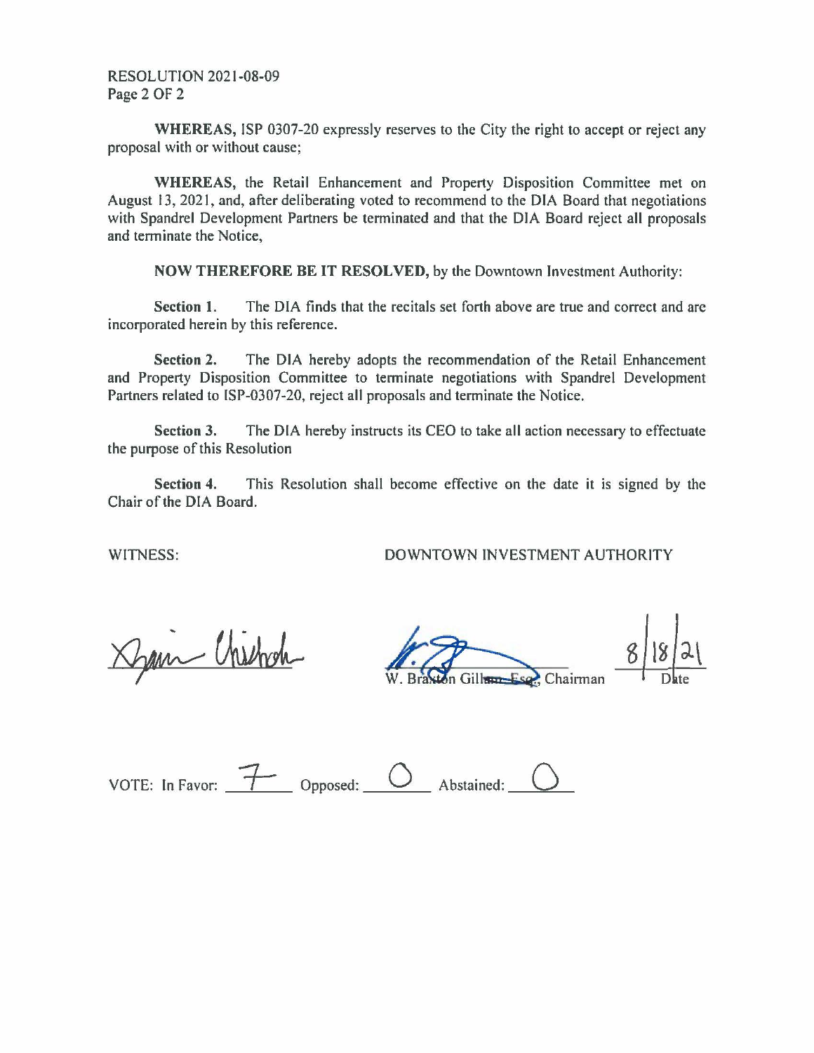RESOLUTION 2021-08-09
Page 2 OF 2

**WHEREAS,** ISP 0307-20 expressly reserves to the City the right to accept or reject any proposal with or without cause;

**WHEREAS,** the Retail Enhancement and Property Disposition Committee met on August 13, 2021, and, after deliberating voted to recommend to the DIA Board that negotiations with Spandrel Development Partners be terminated and that the DIA Board reject all proposals and terminate the Notice,

**NOW THEREFORE BE IT RESOLVED,** by the Downtown Investment Authority:

**Section 1.** The DIA finds that the recitals set forth above are true and correct and are incorporated herein by this reference.

**Section 2.** The DIA hereby adopts the recommendation of the Retail Enhancement and Property Disposition Committee to terminate negotiations with Spandrel Development Partners related to ISP-0307-20, reject all proposals and terminate the Notice.

**Section 3.** The DIA hereby instructs its CEO to take all action necessary to effectuate the purpose of this Resolution

**Section 4.** This Resolution shall become effective on the date it is signed by the Chair of the DIA Board.

WITNESS: DOWNTOWN INVESTMENT AUTHORITY

W. Braxton Gillam, Esq., Chairman 8/18/21
Date

VOTE: In Favor: 7 Opposed: 0 Abstained: 0